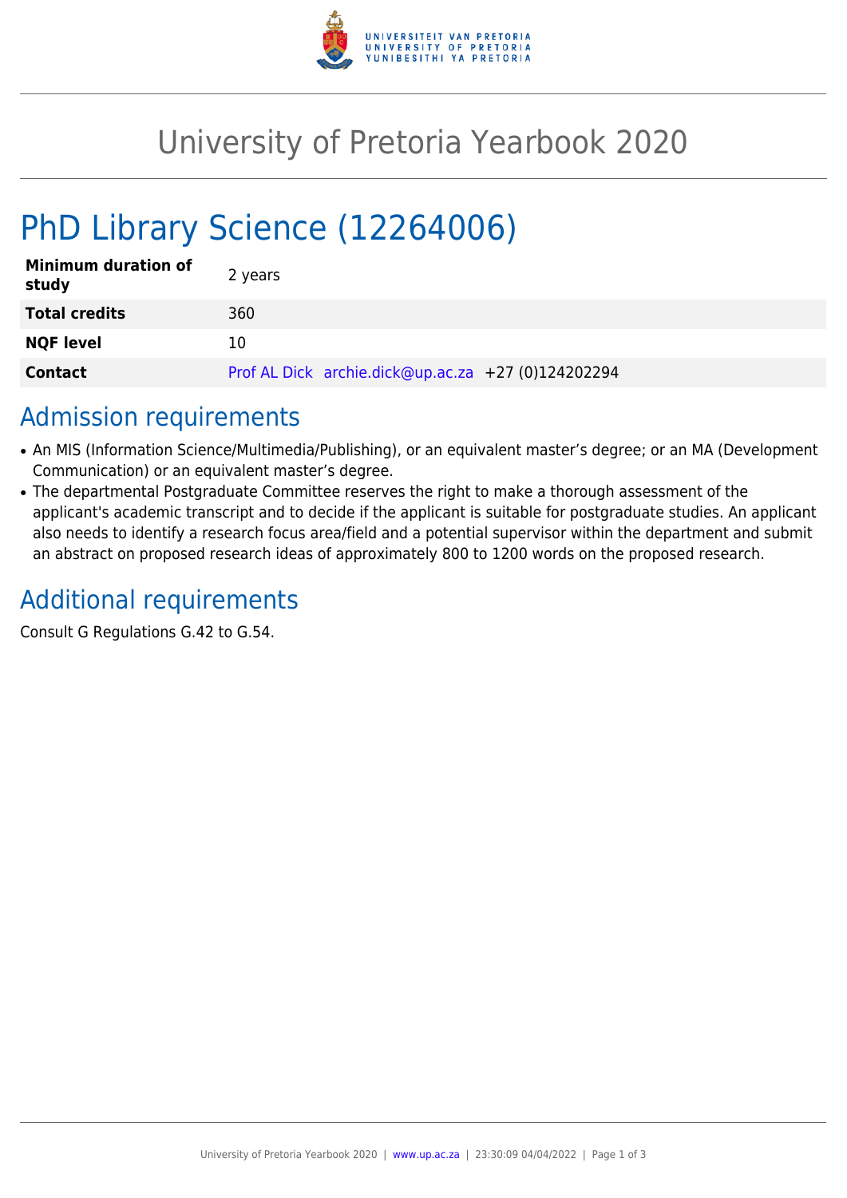# University of Pretoria Yearbook 2020

## PhD Library Science (12264006)

| | |
|---|---|
| **Minimum duration of study** | 2 years |
| **Total credits** | 360 |
| **NQF level** | 10 |
| **Contact** | Prof AL Dick archie.dick@up.ac.za +27 (0)124202294 |

## Admission requirements

- An MIS (Information Science/Multimedia/Publishing), or an equivalent master's degree; or an MA (Development Communication) or an equivalent master's degree.
- The departmental Postgraduate Committee reserves the right to make a thorough assessment of the applicant's academic transcript and to decide if the applicant is suitable for postgraduate studies. An applicant also needs to identify a research focus area/field and a potential supervisor within the department and submit an abstract on proposed research ideas of approximately 800 to 1200 words on the proposed research.

## Additional requirements

Consult G Regulations G.42 to G.54.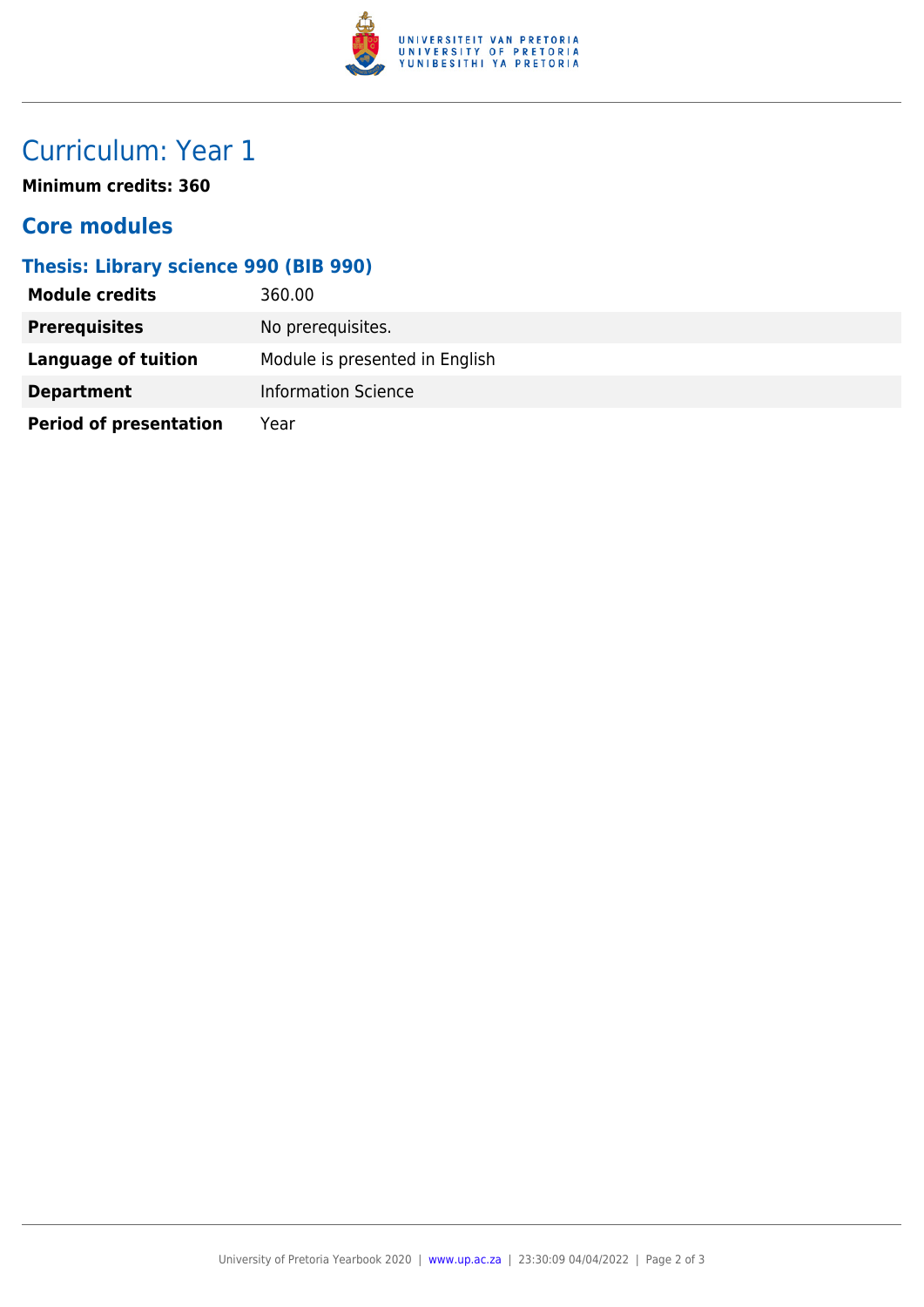# Curriculum: Year 1

**Minimum credits: 360**

## Core modules

### Thesis: Library science 990 (BIB 990)

| | |
|---|---|
| **Module credits** | 360.00 |
| **Prerequisites** | No prerequisites. |
| **Language of tuition** | Module is presented in English |
| **Department** | Information Science |
| **Period of presentation** | Year |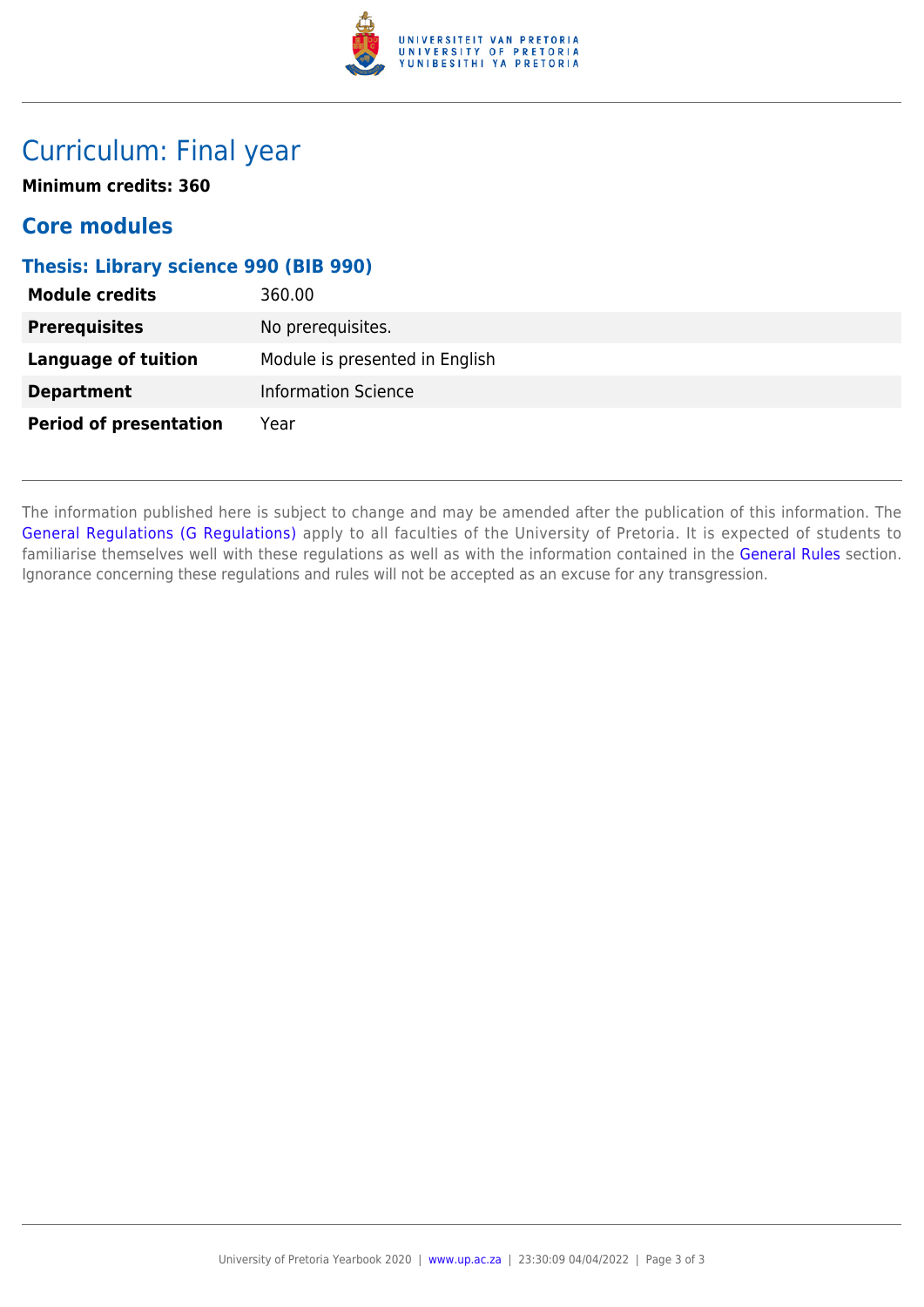# Curriculum: Final year

**Minimum credits: 360**

## Core modules

### Thesis: Library science 990 (BIB 990)

| | |
|---|---|
| **Module credits** | 360.00 |
| **Prerequisites** | No prerequisites. |
| **Language of tuition** | Module is presented in English |
| **Department** | Information Science |
| **Period of presentation** | Year |

The information published here is subject to change and may be amended after the publication of this information. The General Regulations (G Regulations) apply to all faculties of the University of Pretoria. It is expected of students to familiarise themselves well with these regulations as well as with the information contained in the General Rules section. Ignorance concerning these regulations and rules will not be accepted as an excuse for any transgression.